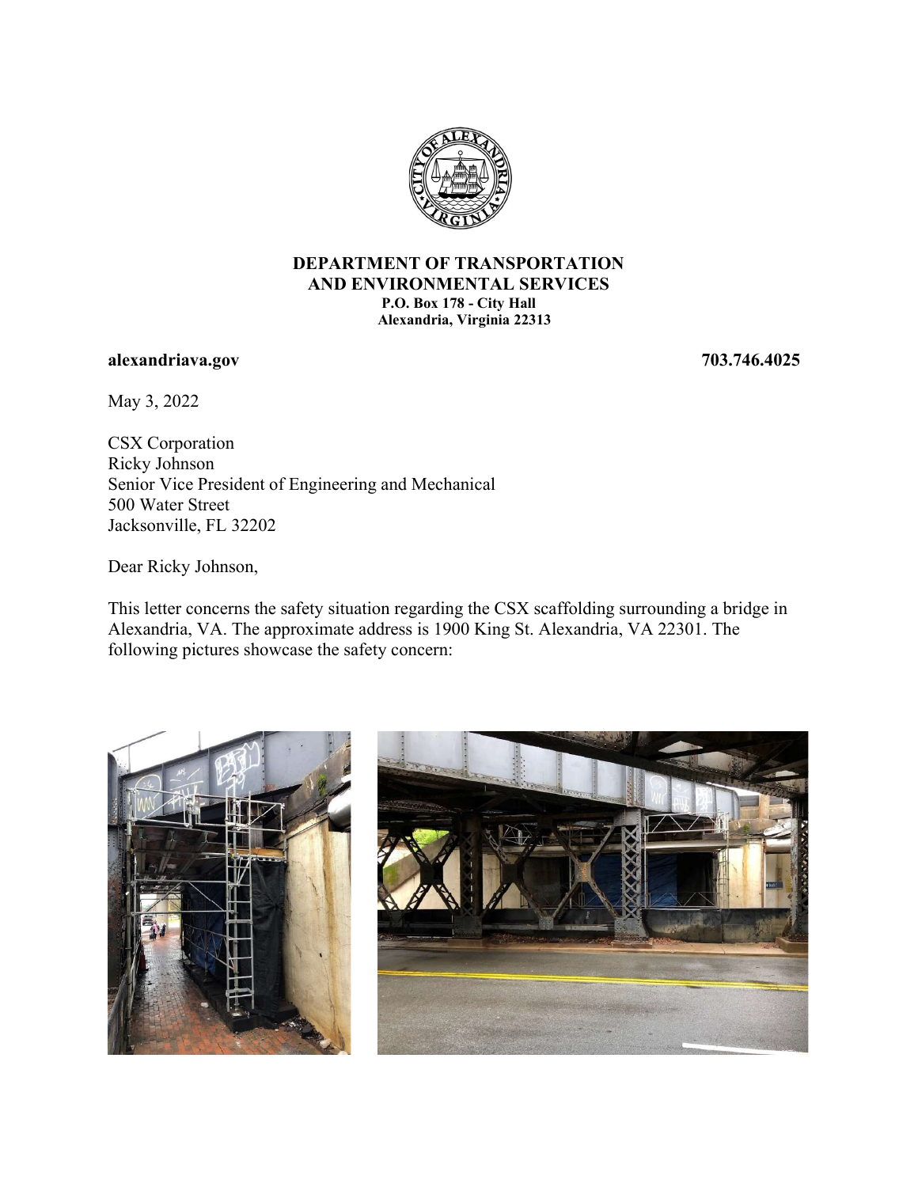**DEPARTMENT OF TRANSPORTATION**
**AND ENVIRONMENTAL SERVICES**
**P.O. Box 178 - City Hall**
**Alexandria, Virginia 22313**

**alexandriava.gov** **703.746.4025**

May 3, 2022

CSX Corporation
Ricky Johnson
Senior Vice President of Engineering and Mechanical
500 Water Street
Jacksonville, FL 32202

Dear Ricky Johnson,

This letter concerns the safety situation regarding the CSX scaffolding surrounding a bridge in Alexandria, VA. The approximate address is 1900 King St. Alexandria, VA 22301. The following pictures showcase the safety concern: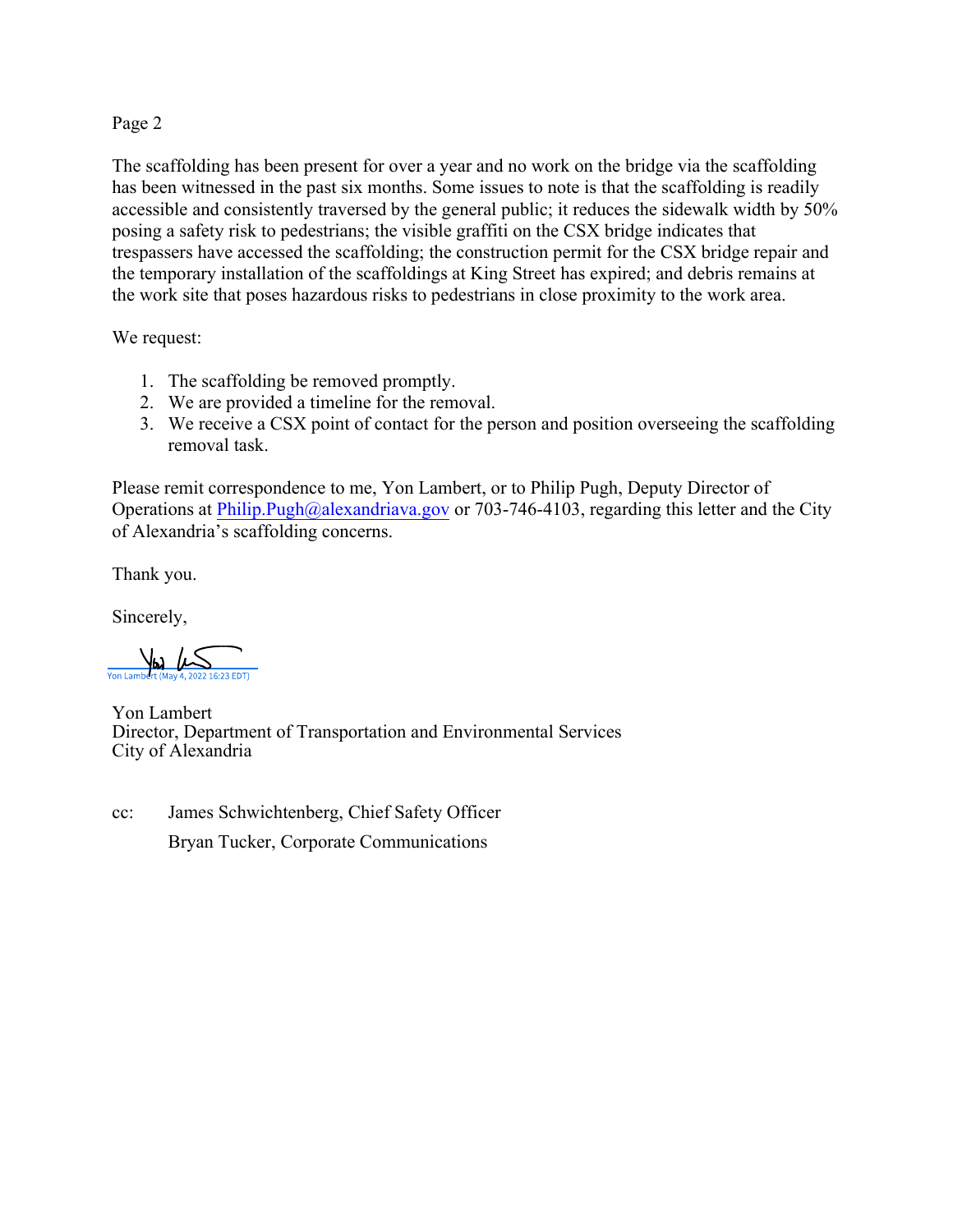The scaffolding has been present for over a year and no work on the bridge via the scaffolding has been witnessed in the past six months. Some issues to note is that the scaffolding is readily accessible and consistently traversed by the general public; it reduces the sidewalk width by 50% posing a safety risk to pedestrians; the visible graffiti on the CSX bridge indicates that trespassers have accessed the scaffolding; the construction permit for the CSX bridge repair and the temporary installation of the scaffoldings at King Street has expired; and debris remains at the work site that poses hazardous risks to pedestrians in close proximity to the work area.

We request:

1. The scaffolding be removed promptly.
2. We are provided a timeline for the removal.
3. We receive a CSX point of contact for the person and position overseeing the scaffolding removal task.

Please remit correspondence to me, Yon Lambert, or to Philip Pugh, Deputy Director of Operations at Philip.Pugh@alexandriava.gov or 703-746-4103, regarding this letter and the City of Alexandria's scaffolding concerns.

Thank you.

Sincerely,

Yon Lambert (May 4, 2022 16:23 EDT)

Yon Lambert
Director, Department of Transportation and Environmental Services
City of Alexandria

cc: James Schwichtenberg, Chief Safety Officer
Bryan Tucker, Corporate Communications